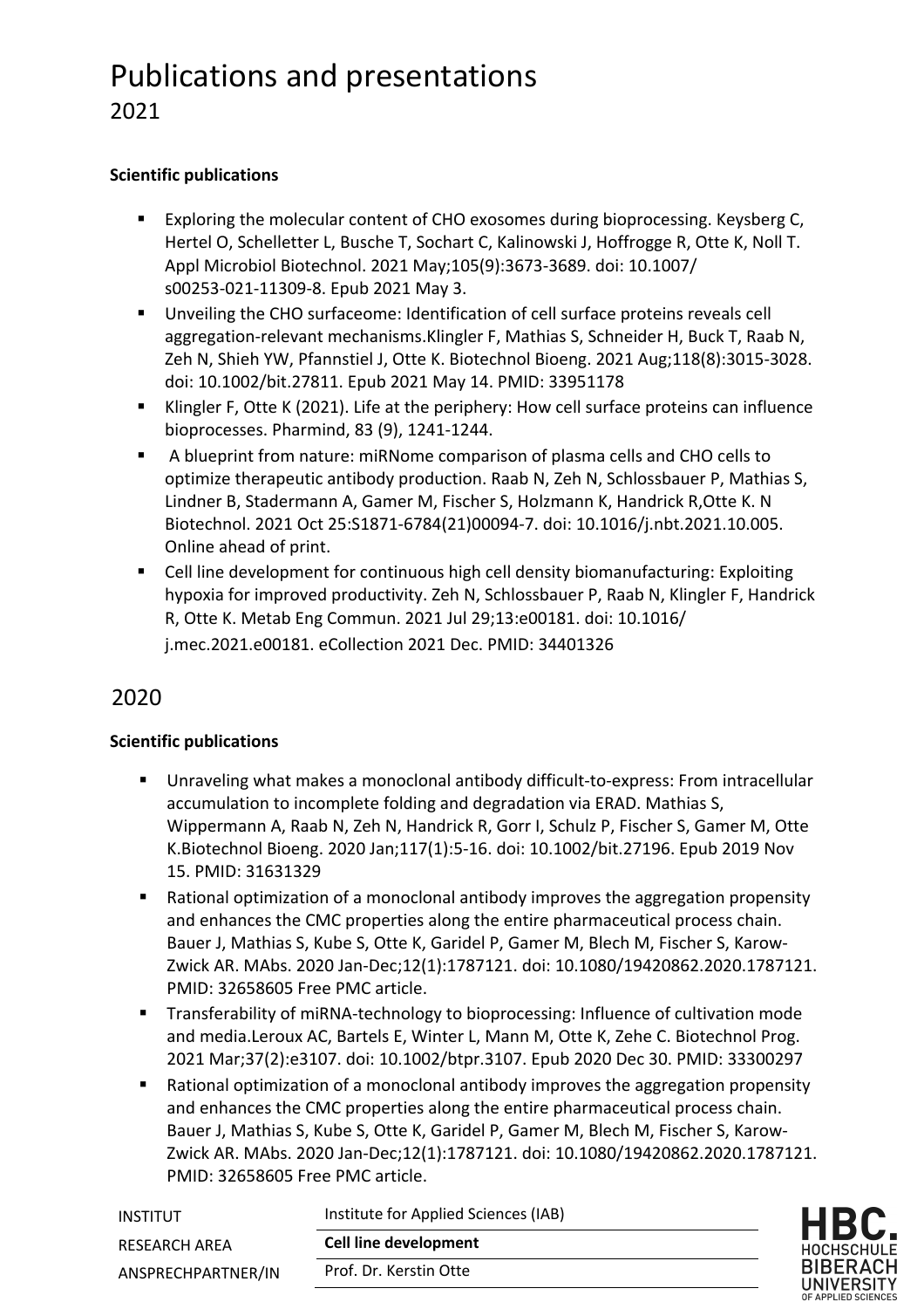# Publications and presentations

## 2021

**Scientific publications**

- Exploring the molecular content of CHO exosomes during bioprocessing. Keysberg C, Hertel O, Schelletter L, Busche T, Sochart C, Kalinowski J, Hoffrogge R, Otte K, Noll T. Appl Microbiol Biotechnol. 2021 May;105(9):3673-3689. doi: 10.1007/ s00253-021-11309-8. Epub 2021 May 3.
- Unveiling the CHO surfaceome: Identification of cell surface proteins reveals cell aggregation-relevant mechanisms.Klingler F, Mathias S, Schneider H, Buck T, Raab N, Zeh N, Shieh YW, Pfannstiel J, Otte K. Biotechnol Bioeng. 2021 Aug;118(8):3015-3028. doi: 10.1002/bit.27811. Epub 2021 May 14. PMID: 33951178
- Klingler F, Otte K (2021). Life at the periphery: How cell surface proteins can influence bioprocesses. Pharmind, 83 (9), 1241-1244.
- A blueprint from nature: miRNome comparison of plasma cells and CHO cells to optimize therapeutic antibody production. Raab N, Zeh N, Schlossbauer P, Mathias S, Lindner B, Stadermann A, Gamer M, Fischer S, Holzmann K, Handrick R,Otte K. N Biotechnol. 2021 Oct 25:S1871-6784(21)00094-7. doi: 10.1016/j.nbt.2021.10.005. Online ahead of print.
- Cell line development for continuous high cell density biomanufacturing: Exploiting hypoxia for improved productivity. Zeh N, Schlossbauer P, Raab N, Klingler F, Handrick R, Otte K. Metab Eng Commun. 2021 Jul 29;13:e00181. doi: 10.1016/ j.mec.2021.e00181. eCollection 2021 Dec. PMID: 34401326

## 2020

**Scientific publications**

- Unraveling what makes a monoclonal antibody difficult-to-express: From intracellular accumulation to incomplete folding and degradation via ERAD. Mathias S, Wippermann A, Raab N, Zeh N, Handrick R, Gorr I, Schulz P, Fischer S, Gamer M, Otte K.Biotechnol Bioeng. 2020 Jan;117(1):5-16. doi: 10.1002/bit.27196. Epub 2019 Nov 15. PMID: 31631329
- Rational optimization of a monoclonal antibody improves the aggregation propensity and enhances the CMC properties along the entire pharmaceutical process chain. Bauer J, Mathias S, Kube S, Otte K, Garidel P, Gamer M, Blech M, Fischer S, Karow-Zwick AR. MAbs. 2020 Jan-Dec;12(1):1787121. doi: 10.1080/19420862.2020.1787121. PMID: 32658605 Free PMC article.
- Transferability of miRNA-technology to bioprocessing: Influence of cultivation mode and media.Leroux AC, Bartels E, Winter L, Mann M, Otte K, Zehe C. Biotechnol Prog. 2021 Mar;37(2):e3107. doi: 10.1002/btpr.3107. Epub 2020 Dec 30. PMID: 33300297
- Rational optimization of a monoclonal antibody improves the aggregation propensity and enhances the CMC properties along the entire pharmaceutical process chain. Bauer J, Mathias S, Kube S, Otte K, Garidel P, Gamer M, Blech M, Fischer S, Karow-Zwick AR. MAbs. 2020 Jan-Dec;12(1):1787121. doi: 10.1080/19420862.2020.1787121. PMID: 32658605 Free PMC article.

| | |
|---|---|
| INSTITUT | Institute for Applied Sciences (IAB) |
| RESEARCH AREA | **Cell line development** |
| ANSPRECHPARTNER/IN | Prof. Dr. Kerstin Otte |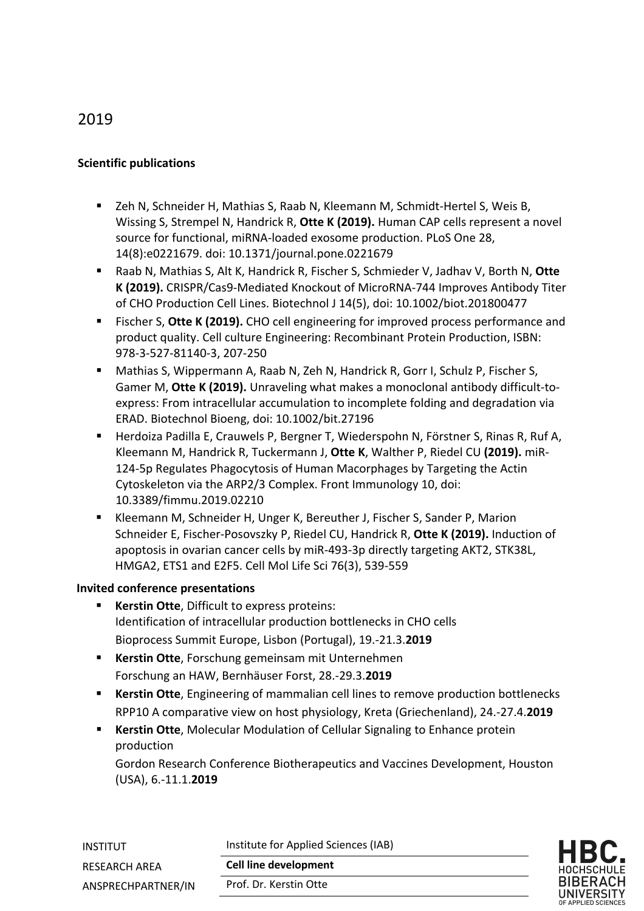## 2019

### Scientific publications

- Zeh N, Schneider H, Mathias S, Raab N, Kleemann M, Schmidt-Hertel S, Weis B, Wissing S, Strempel N, Handrick R, **Otte K (2019).** Human CAP cells represent a novel source for functional, miRNA-loaded exosome production. PLoS One 28, 14(8):e0221679. doi: 10.1371/journal.pone.0221679
- Raab N, Mathias S, Alt K, Handrick R, Fischer S, Schmieder V, Jadhav V, Borth N, **Otte K (2019).** CRISPR/Cas9-Mediated Knockout of MicroRNA-744 Improves Antibody Titer of CHO Production Cell Lines. Biotechnol J 14(5), doi: 10.1002/biot.201800477
- Fischer S, **Otte K (2019).** CHO cell engineering for improved process performance and product quality. Cell culture Engineering: Recombinant Protein Production, ISBN: 978-3-527-81140-3, 207-250
- Mathias S, Wippermann A, Raab N, Zeh N, Handrick R, Gorr I, Schulz P, Fischer S, Gamer M, **Otte K (2019).** Unraveling what makes a monoclonal antibody difficult-to-express: From intracellular accumulation to incomplete folding and degradation via ERAD. Biotechnol Bioeng, doi: 10.1002/bit.27196
- Herdoiza Padilla E, Crauwels P, Bergner T, Wiederspohn N, Förstner S, Rinas R, Ruf A, Kleemann M, Handrick R, Tuckermann J, **Otte K**, Walther P, Riedel CU **(2019).** miR-124-5p Regulates Phagocytosis of Human Macorphages by Targeting the Actin Cytoskeleton via the ARP2/3 Complex. Front Immunology 10, doi: 10.3389/fimmu.2019.02210
- Kleemann M, Schneider H, Unger K, Bereuther J, Fischer S, Sander P, Marion Schneider E, Fischer-Posovszky P, Riedel CU, Handrick R, **Otte K (2019).** Induction of apoptosis in ovarian cancer cells by miR-493-3p directly targeting AKT2, STK38L, HMGA2, ETS1 and E2F5. Cell Mol Life Sci 76(3), 539-559

### Invited conference presentations

- **Kerstin Otte**, Difficult to express proteins:
  Identification of intracellular production bottlenecks in CHO cells
  Bioprocess Summit Europe, Lisbon (Portugal), 19.-21.3.**2019**
- **Kerstin Otte**, Forschung gemeinsam mit Unternehmen
  Forschung an HAW, Bernhäuser Forst, 28.-29.3.**2019**
- **Kerstin Otte**, Engineering of mammalian cell lines to remove production bottlenecks
  RPP10 A comparative view on host physiology, Kreta (Griechenland), 24.-27.4.**2019**
- **Kerstin Otte**, Molecular Modulation of Cellular Signaling to Enhance protein production
  Gordon Research Conference Biotherapeutics and Vaccines Development, Houston (USA), 6.-11.1.**2019**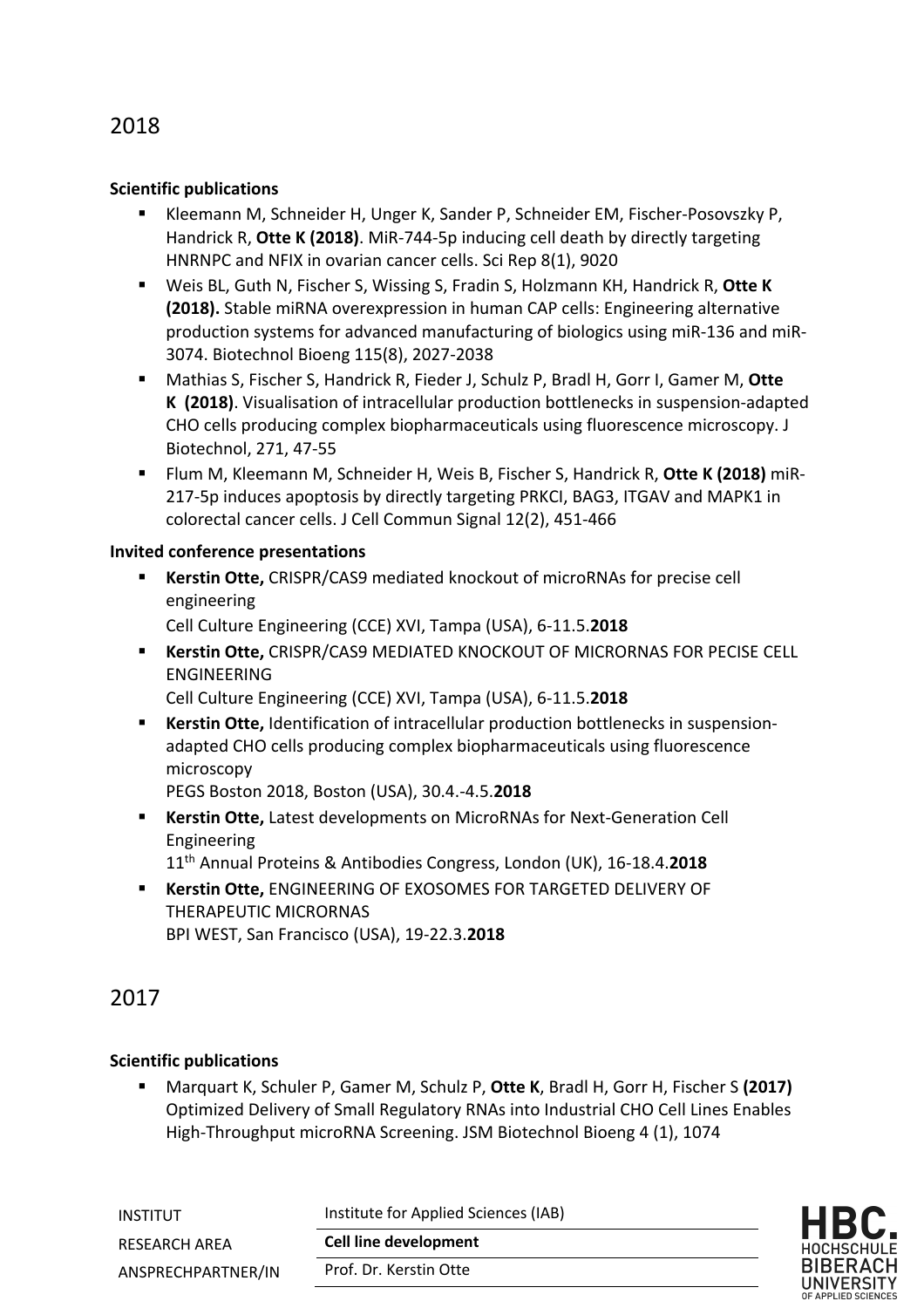## 2018

**Scientific publications**

- Kleemann M, Schneider H, Unger K, Sander P, Schneider EM, Fischer-Posovszky P, Handrick R, **Otte K (2018)**. MiR-744-5p inducing cell death by directly targeting HNRNPC and NFIX in ovarian cancer cells. Sci Rep 8(1), 9020
- Weis BL, Guth N, Fischer S, Wissing S, Fradin S, Holzmann KH, Handrick R, **Otte K (2018).** Stable miRNA overexpression in human CAP cells: Engineering alternative production systems for advanced manufacturing of biologics using miR-136 and miR-3074. Biotechnol Bioeng 115(8), 2027-2038
- Mathias S, Fischer S, Handrick R, Fieder J, Schulz P, Bradl H, Gorr I, Gamer M, **Otte K (2018)**. Visualisation of intracellular production bottlenecks in suspension-adapted CHO cells producing complex biopharmaceuticals using fluorescence microscopy. J Biotechnol, 271, 47-55
- Flum M, Kleemann M, Schneider H, Weis B, Fischer S, Handrick R, **Otte K (2018)** miR-217-5p induces apoptosis by directly targeting PRKCI, BAG3, ITGAV and MAPK1 in colorectal cancer cells. J Cell Commun Signal 12(2), 451-466

**Invited conference presentations**

- **Kerstin Otte,** CRISPR/CAS9 mediated knockout of microRNAs for precise cell engineering
  Cell Culture Engineering (CCE) XVI, Tampa (USA), 6-11.5.**2018**
- **Kerstin Otte,** CRISPR/CAS9 MEDIATED KNOCKOUT OF MICRORNAS FOR PECISE CELL ENGINEERING
  Cell Culture Engineering (CCE) XVI, Tampa (USA), 6-11.5.**2018**
- **Kerstin Otte,** Identification of intracellular production bottlenecks in suspension-adapted CHO cells producing complex biopharmaceuticals using fluorescence microscopy
  PEGS Boston 2018, Boston (USA), 30.4.-4.5.**2018**
- **Kerstin Otte,** Latest developments on MicroRNAs for Next-Generation Cell Engineering
  11th Annual Proteins & Antibodies Congress, London (UK), 16-18.4.**2018**
- **Kerstin Otte,** ENGINEERING OF EXOSOMES FOR TARGETED DELIVERY OF THERAPEUTIC MICRORNAS
  BPI WEST, San Francisco (USA), 19-22.3.**2018**

## 2017

**Scientific publications**

- Marquart K, Schuler P, Gamer M, Schulz P, **Otte K**, Bradl H, Gorr H, Fischer S **(2017)** Optimized Delivery of Small Regulatory RNAs into Industrial CHO Cell Lines Enables High-Throughput microRNA Screening. JSM Biotechnol Bioeng 4 (1), 1074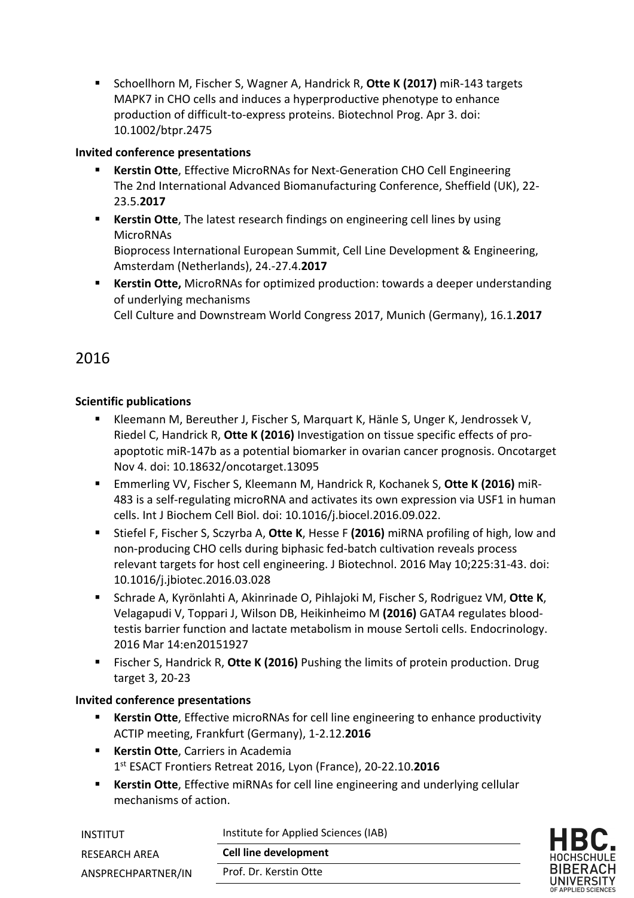- Schoellhorn M, Fischer S, Wagner A, Handrick R, **Otte K (2017)** miR-143 targets MAPK7 in CHO cells and induces a hyperproductive phenotype to enhance production of difficult-to-express proteins. Biotechnol Prog. Apr 3. doi: 10.1002/btpr.2475

**Invited conference presentations**

- **Kerstin Otte**, Effective MicroRNAs for Next-Generation CHO Cell Engineering
  The 2nd International Advanced Biomanufacturing Conference, Sheffield (UK), 22-23.5.**2017**
- **Kerstin Otte**, The latest research findings on engineering cell lines by using MicroRNAs
  Bioprocess International European Summit, Cell Line Development & Engineering, Amsterdam (Netherlands), 24.-27.4.**2017**
- **Kerstin Otte,** MicroRNAs for optimized production: towards a deeper understanding of underlying mechanisms
  Cell Culture and Downstream World Congress 2017, Munich (Germany), 16.1.**2017**

## 2016

**Scientific publications**

- Kleemann M, Bereuther J, Fischer S, Marquart K, Hänle S, Unger K, Jendrossek V, Riedel C, Handrick R, **Otte K (2016)** Investigation on tissue specific effects of pro-apoptotic miR-147b as a potential biomarker in ovarian cancer prognosis. Oncotarget Nov 4. doi: 10.18632/oncotarget.13095
- Emmerling VV, Fischer S, Kleemann M, Handrick R, Kochanek S, **Otte K (2016)** miR-483 is a self-regulating microRNA and activates its own expression via USF1 in human cells. Int J Biochem Cell Biol. doi: 10.1016/j.biocel.2016.09.022.
- Stiefel F, Fischer S, Sczyrba A, **Otte K**, Hesse F **(2016)** miRNA profiling of high, low and non-producing CHO cells during biphasic fed-batch cultivation reveals process relevant targets for host cell engineering. J Biotechnol. 2016 May 10;225:31-43. doi: 10.1016/j.jbiotec.2016.03.028
- Schrade A, Kyrönlahti A, Akinrinade O, Pihlajoki M, Fischer S, Rodriguez VM, **Otte K**, Velagapudi V, Toppari J, Wilson DB, Heikinheimo M **(2016)** GATA4 regulates blood-testis barrier function and lactate metabolism in mouse Sertoli cells. Endocrinology. 2016 Mar 14:en20151927
- Fischer S, Handrick R, **Otte K (2016)** Pushing the limits of protein production. Drug target 3, 20-23

**Invited conference presentations**

- **Kerstin Otte**, Effective microRNAs for cell line engineering to enhance productivity
  ACTIP meeting, Frankfurt (Germany), 1-2.12.**2016**
- **Kerstin Otte**, Carriers in Academia
  1st ESACT Frontiers Retreat 2016, Lyon (France), 20-22.10.**2016**
- **Kerstin Otte**, Effective miRNAs for cell line engineering and underlying cellular mechanisms of action.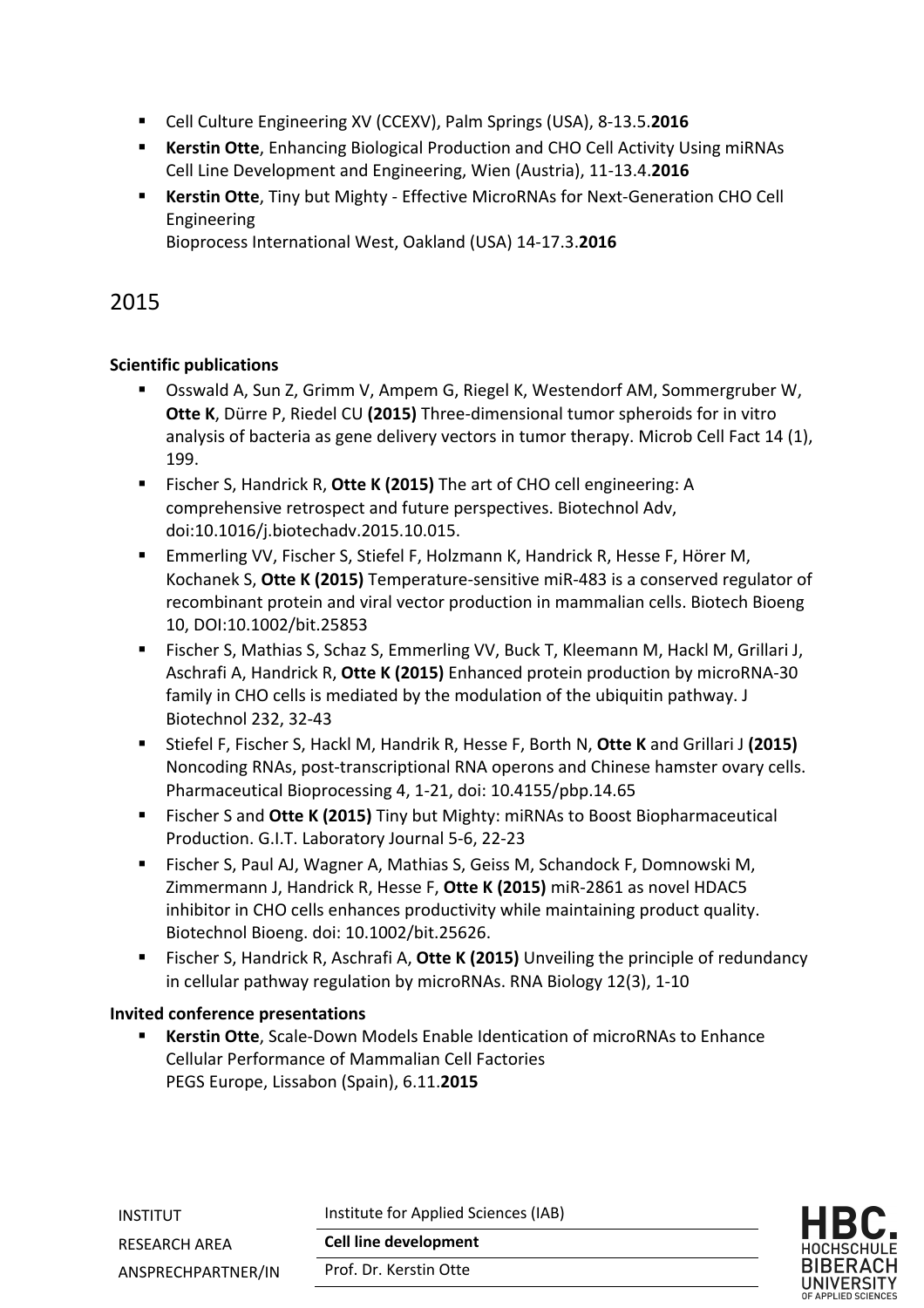- Cell Culture Engineering XV (CCEXV), Palm Springs (USA), 8-13.5.**2016**
- **Kerstin Otte**, Enhancing Biological Production and CHO Cell Activity Using miRNAs
  Cell Line Development and Engineering, Wien (Austria), 11-13.4.**2016**
- **Kerstin Otte**, Tiny but Mighty - Effective MicroRNAs for Next-Generation CHO Cell Engineering
  Bioprocess International West, Oakland (USA) 14-17.3.**2016**

## 2015

**Scientific publications**

- Osswald A, Sun Z, Grimm V, Ampem G, Riegel K, Westendorf AM, Sommergruber W, **Otte K**, Dürre P, Riedel CU **(2015)** Three-dimensional tumor spheroids for in vitro analysis of bacteria as gene delivery vectors in tumor therapy. Microb Cell Fact 14 (1), 199.
- Fischer S, Handrick R, **Otte K (2015)** The art of CHO cell engineering: A comprehensive retrospect and future perspectives. Biotechnol Adv, doi:10.1016/j.biotechadv.2015.10.015.
- Emmerling VV, Fischer S, Stiefel F, Holzmann K, Handrick R, Hesse F, Hörer M, Kochanek S, **Otte K (2015)** Temperature-sensitive miR-483 is a conserved regulator of recombinant protein and viral vector production in mammalian cells. Biotech Bioeng 10, DOI:10.1002/bit.25853
- Fischer S, Mathias S, Schaz S, Emmerling VV, Buck T, Kleemann M, Hackl M, Grillari J, Aschrafi A, Handrick R, **Otte K (2015)** Enhanced protein production by microRNA-30 family in CHO cells is mediated by the modulation of the ubiquitin pathway. J Biotechnol 232, 32-43
- Stiefel F, Fischer S, Hackl M, Handrik R, Hesse F, Borth N, **Otte K** and Grillari J **(2015)** Noncoding RNAs, post-transcriptional RNA operons and Chinese hamster ovary cells. Pharmaceutical Bioprocessing 4, 1-21, doi: 10.4155/pbp.14.65
- Fischer S and **Otte K (2015)** Tiny but Mighty: miRNAs to Boost Biopharmaceutical Production. G.I.T. Laboratory Journal 5-6, 22-23
- Fischer S, Paul AJ, Wagner A, Mathias S, Geiss M, Schandock F, Domnowski M, Zimmermann J, Handrick R, Hesse F, **Otte K (2015)** miR-2861 as novel HDAC5 inhibitor in CHO cells enhances productivity while maintaining product quality. Biotechnol Bioeng. doi: 10.1002/bit.25626.
- Fischer S, Handrick R, Aschrafi A, **Otte K (2015)** Unveiling the principle of redundancy in cellular pathway regulation by microRNAs. RNA Biology 12(3), 1-10

**Invited conference presentations**

- **Kerstin Otte**, Scale-Down Models Enable Identication of microRNAs to Enhance Cellular Performance of Mammalian Cell Factories
  PEGS Europe, Lissabon (Spain), 6.11.**2015**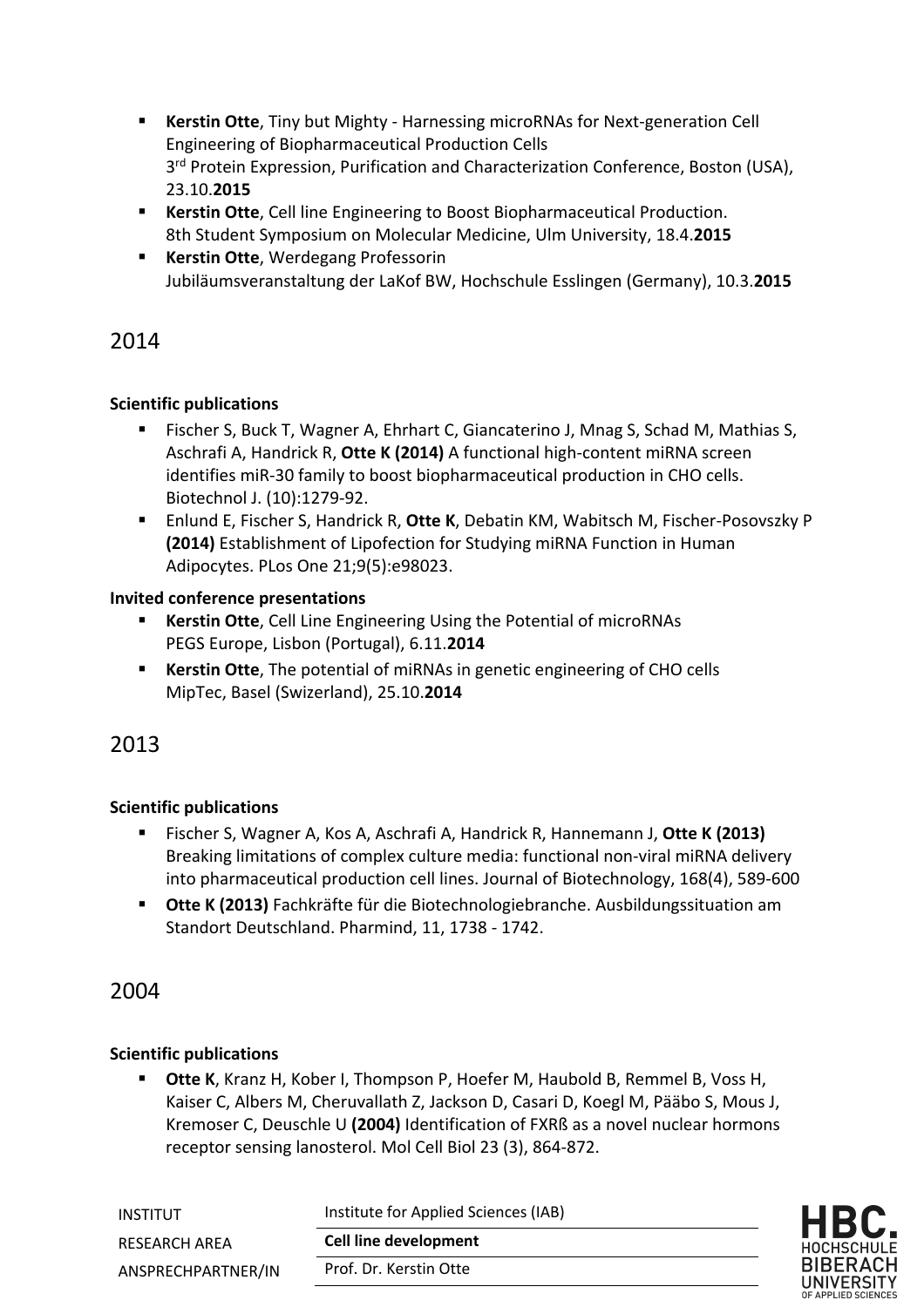- **Kerstin Otte**, Tiny but Mighty - Harnessing microRNAs for Next-generation Cell Engineering of Biopharmaceutical Production Cells
  3rd Protein Expression, Purification and Characterization Conference, Boston (USA), 23.10.**2015**
- **Kerstin Otte**, Cell line Engineering to Boost Biopharmaceutical Production.
  8th Student Symposium on Molecular Medicine, Ulm University, 18.4.**2015**
- **Kerstin Otte**, Werdegang Professorin
  Jubiläumsveranstaltung der LaKof BW, Hochschule Esslingen (Germany), 10.3.**2015**

## 2014

**Scientific publications**

- Fischer S, Buck T, Wagner A, Ehrhart C, Giancaterino J, Mnag S, Schad M, Mathias S, Aschrafi A, Handrick R, **Otte K (2014)** A functional high-content miRNA screen identifies miR-30 family to boost biopharmaceutical production in CHO cells. Biotechnol J. (10):1279-92.
- Enlund E, Fischer S, Handrick R, **Otte K**, Debatin KM, Wabitsch M, Fischer-Posovszky P **(2014)** Establishment of Lipofection for Studying miRNA Function in Human Adipocytes. PLos One 21;9(5):e98023.

**Invited conference presentations**

- **Kerstin Otte**, Cell Line Engineering Using the Potential of microRNAs
  PEGS Europe, Lisbon (Portugal), 6.11.**2014**
- **Kerstin Otte**, The potential of miRNAs in genetic engineering of CHO cells
  MipTec, Basel (Swizerland), 25.10.**2014**

## 2013

**Scientific publications**

- Fischer S, Wagner A, Kos A, Aschrafi A, Handrick R, Hannemann J, **Otte K (2013)** Breaking limitations of complex culture media: functional non-viral miRNA delivery into pharmaceutical production cell lines. Journal of Biotechnology, 168(4), 589-600
- **Otte K (2013)** Fachkräfte für die Biotechnologiebranche. Ausbildungssituation am Standort Deutschland. Pharmind, 11, 1738 - 1742.

## 2004

**Scientific publications**

- **Otte K**, Kranz H, Kober I, Thompson P, Hoefer M, Haubold B, Remmel B, Voss H, Kaiser C, Albers M, Cheruvallath Z, Jackson D, Casari D, Koegl M, Pääbo S, Mous J, Kremoser C, Deuschle U **(2004)** Identification of FXRß as a novel nuclear hormons receptor sensing lanosterol. Mol Cell Biol 23 (3), 864-872.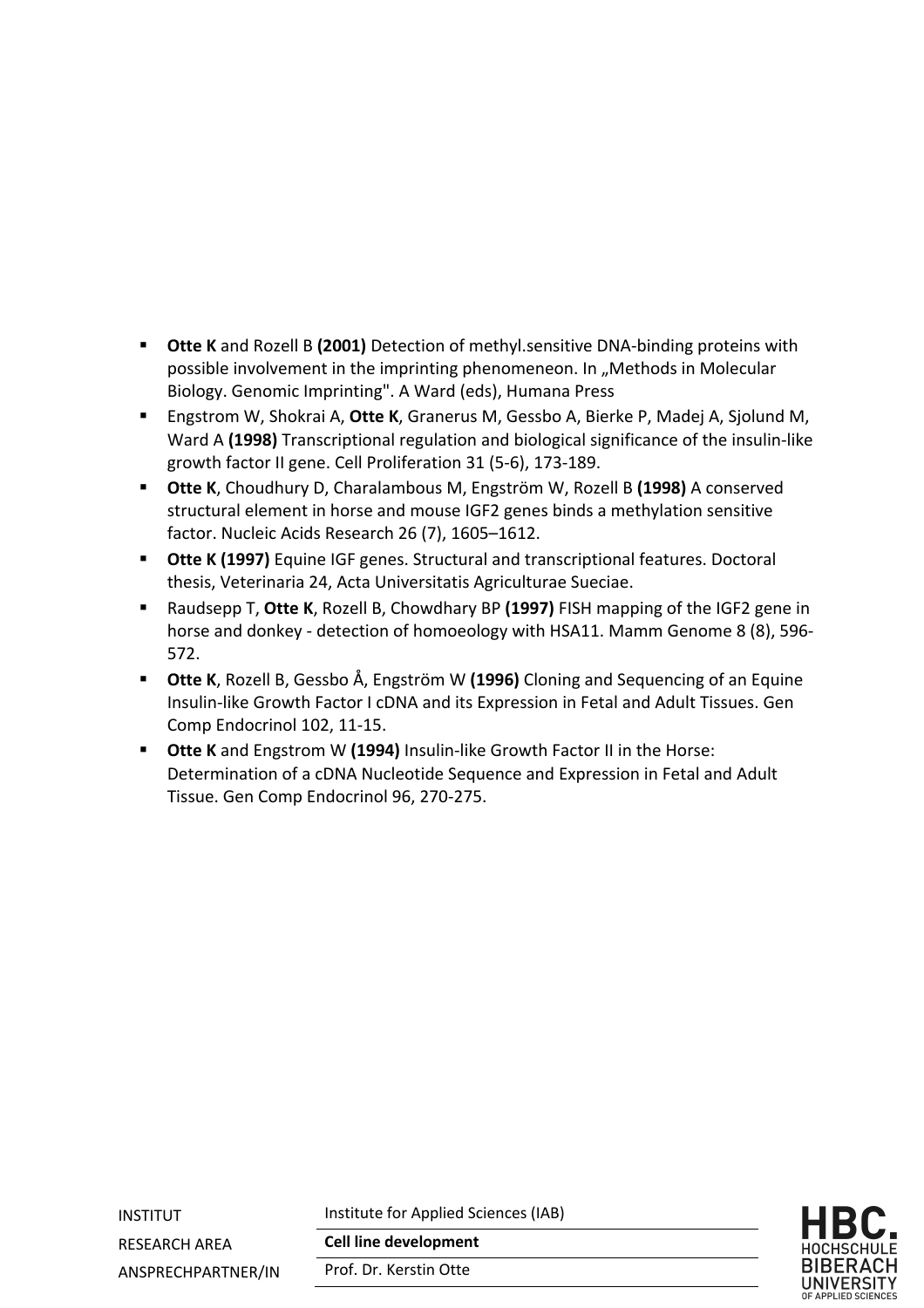- **Otte K** and Rozell B **(2001)** Detection of methyl.sensitive DNA-binding proteins with possible involvement in the imprinting phenomeneon. In „Methods in Molecular Biology. Genomic Imprinting". A Ward (eds), Humana Press
- Engstrom W, Shokrai A, **Otte K**, Granerus M, Gessbo A, Bierke P, Madej A, Sjolund M, Ward A **(1998)** Transcriptional regulation and biological significance of the insulin-like growth factor II gene. Cell Proliferation 31 (5-6), 173-189.
- **Otte K**, Choudhury D, Charalambous M, Engström W, Rozell B **(1998)** A conserved structural element in horse and mouse IGF2 genes binds a methylation sensitive factor. Nucleic Acids Research 26 (7), 1605–1612.
- **Otte K (1997)** Equine IGF genes. Structural and transcriptional features. Doctoral thesis, Veterinaria 24, Acta Universitatis Agriculturae Sueciae.
- Raudsepp T, **Otte K**, Rozell B, Chowdhary BP **(1997)** FISH mapping of the IGF2 gene in horse and donkey - detection of homoeology with HSA11. Mamm Genome 8 (8), 596-572.
- **Otte K**, Rozell B, Gessbo Å, Engström W **(1996)** Cloning and Sequencing of an Equine Insulin-like Growth Factor I cDNA and its Expression in Fetal and Adult Tissues. Gen Comp Endocrinol 102, 11-15.
- **Otte K** and Engstrom W **(1994)** Insulin-like Growth Factor II in the Horse: Determination of a cDNA Nucleotide Sequence and Expression in Fetal and Adult Tissue. Gen Comp Endocrinol 96, 270-275.